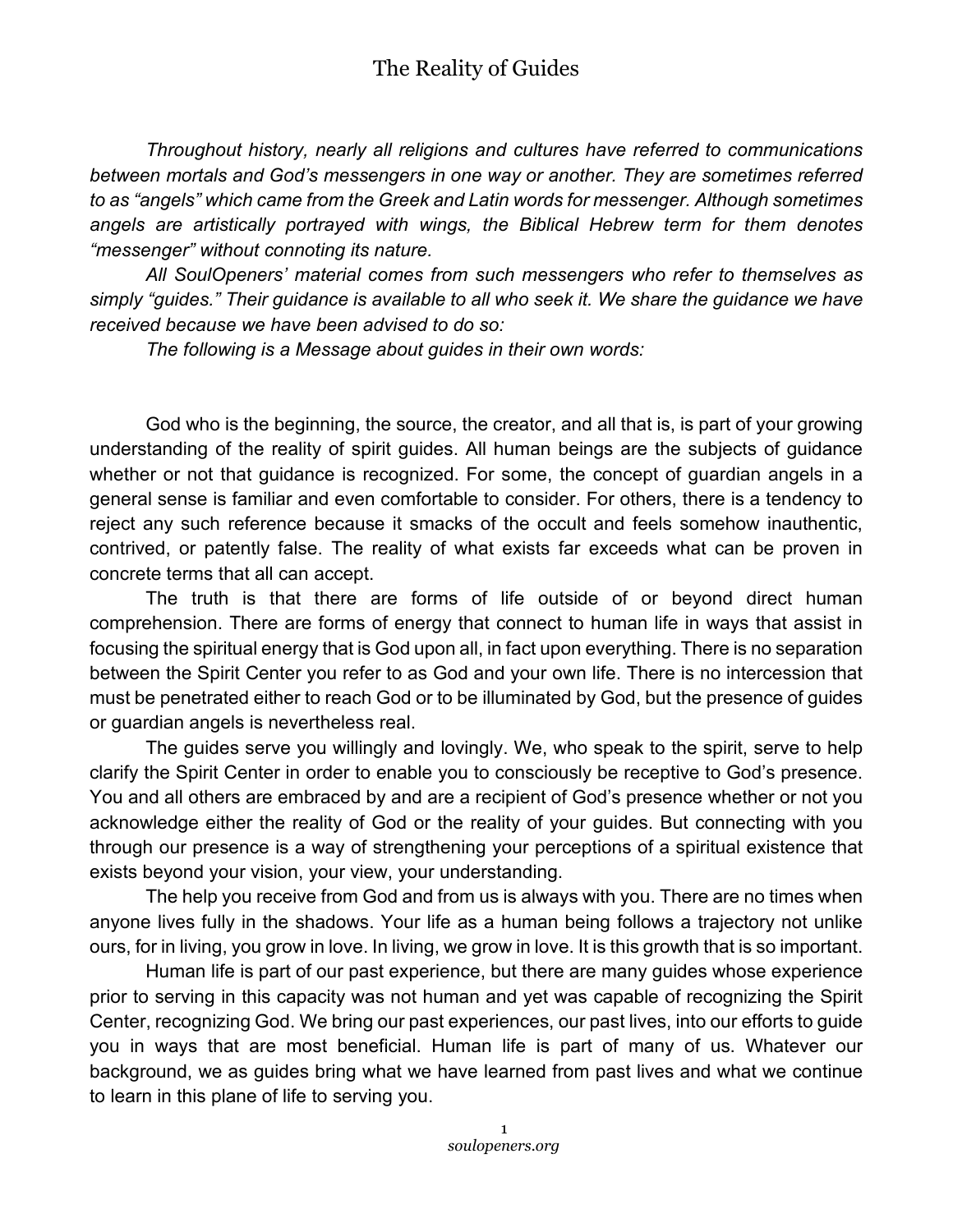# The Reality of Guides

*Throughout history, nearly all religions and cultures have referred to communications between mortals and God's messengers in one way or another. They are sometimes referred to as "angels" which came from the Greek and Latin words for messenger. Although sometimes angels are artistically portrayed with wings, the Biblical Hebrew term for them denotes "messenger" without connoting its nature.*

*All SoulOpeners' material comes from such messengers who refer to themselves as simply "guides." Their guidance is available to all who seek it. We share the guidance we have received because we have been advised to do so:*

*The following is a Message about guides in their own words:*

God who is the beginning, the source, the creator, and all that is, is part of your growing understanding of the reality of spirit guides. All human beings are the subjects of guidance whether or not that guidance is recognized. For some, the concept of guardian angels in a general sense is familiar and even comfortable to consider. For others, there is a tendency to reject any such reference because it smacks of the occult and feels somehow inauthentic, contrived, or patently false. The reality of what exists far exceeds what can be proven in concrete terms that all can accept.

The truth is that there are forms of life outside of or beyond direct human comprehension. There are forms of energy that connect to human life in ways that assist in focusing the spiritual energy that is God upon all, in fact upon everything. There is no separation between the Spirit Center you refer to as God and your own life. There is no intercession that must be penetrated either to reach God or to be illuminated by God, but the presence of guides or guardian angels is nevertheless real.

The guides serve you willingly and lovingly. We, who speak to the spirit, serve to help clarify the Spirit Center in order to enable you to consciously be receptive to God's presence. You and all others are embraced by and are a recipient of God's presence whether or not you acknowledge either the reality of God or the reality of your guides. But connecting with you through our presence is a way of strengthening your perceptions of a spiritual existence that exists beyond your vision, your view, your understanding.

The help you receive from God and from us is always with you. There are no times when anyone lives fully in the shadows. Your life as a human being follows a trajectory not unlike ours, for in living, you grow in love. In living, we grow in love. It is this growth that is so important.

Human life is part of our past experience, but there are many guides whose experience prior to serving in this capacity was not human and yet was capable of recognizing the Spirit Center, recognizing God. We bring our past experiences, our past lives, into our efforts to guide you in ways that are most beneficial. Human life is part of many of us. Whatever our background, we as guides bring what we have learned from past lives and what we continue to learn in this plane of life to serving you.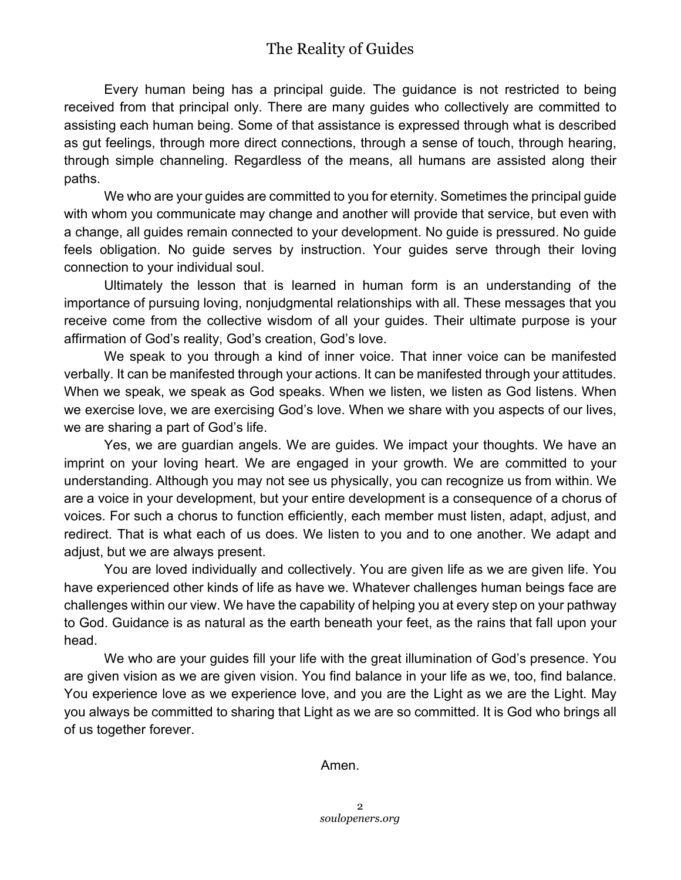# The Reality of Guides

Every human being has a principal guide. The guidance is not restricted to being received from that principal only. There are many guides who collectively are committed to assisting each human being. Some of that assistance is expressed through what is described as gut feelings, through more direct connections, through a sense of touch, through hearing, through simple channeling. Regardless of the means, all humans are assisted along their paths.

We who are your guides are committed to you for eternity. Sometimes the principal guide with whom you communicate may change and another will provide that service, but even with a change, all guides remain connected to your development. No guide is pressured. No guide feels obligation. No guide serves by instruction. Your guides serve through their loving connection to your individual soul.

Ultimately the lesson that is learned in human form is an understanding of the importance of pursuing loving, nonjudgmental relationships with all. These messages that you receive come from the collective wisdom of all your guides. Their ultimate purpose is your affirmation of God's reality, God's creation, God's love.

We speak to you through a kind of inner voice. That inner voice can be manifested verbally. It can be manifested through your actions. It can be manifested through your attitudes. When we speak, we speak as God speaks. When we listen, we listen as God listens. When we exercise love, we are exercising God's love. When we share with you aspects of our lives, we are sharing a part of God's life.

Yes, we are guardian angels. We are guides. We impact your thoughts. We have an imprint on your loving heart. We are engaged in your growth. We are committed to your understanding. Although you may not see us physically, you can recognize us from within. We are a voice in your development, but your entire development is a consequence of a chorus of voices. For such a chorus to function efficiently, each member must listen, adapt, adjust, and redirect. That is what each of us does. We listen to you and to one another. We adapt and adjust, but we are always present.

You are loved individually and collectively. You are given life as we are given life. You have experienced other kinds of life as have we. Whatever challenges human beings face are challenges within our view. We have the capability of helping you at every step on your pathway to God. Guidance is as natural as the earth beneath your feet, as the rains that fall upon your head.

We who are your guides fill your life with the great illumination of God's presence. You are given vision as we are given vision. You find balance in your life as we, too, find balance. You experience love as we experience love, and you are the Light as we are the Light. May you always be committed to sharing that Light as we are so committed. It is God who brings all of us together forever.

Amen.